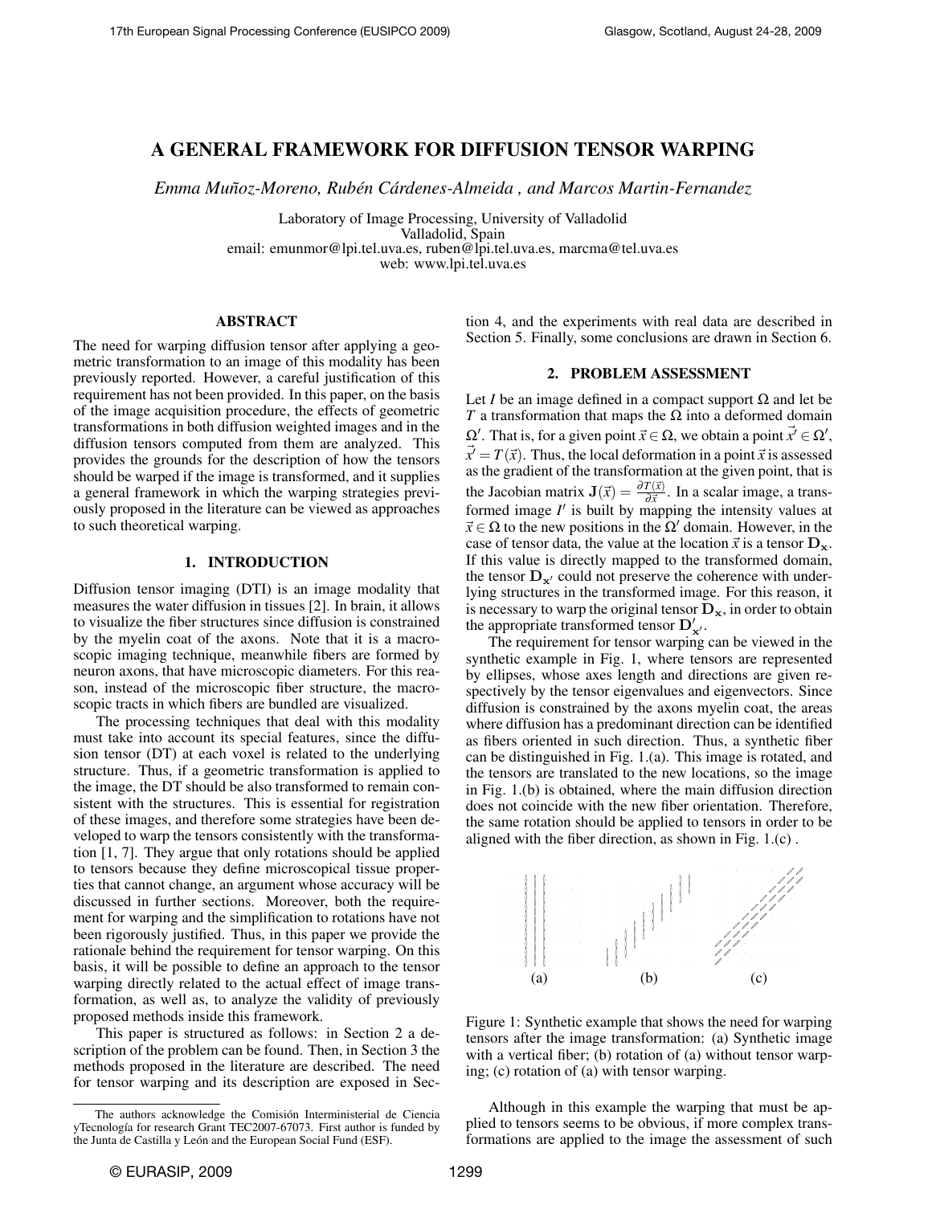# A GENERAL FRAMEWORK FOR DIFFUSION TENSOR WARPING

*Emma Muñoz-Moreno, Rubén Cárdenes-Almeida , and Marcos Martin-Fernandez*

Laboratory of Image Processing, University of Valladolid
Valladolid, Spain
email: emunmor@lpi.tel.uva.es, ruben@lpi.tel.uva.es, marcma@tel.uva.es
web: www.lpi.tel.uva.es

## ABSTRACT

The need for warping diffusion tensor after applying a geometric transformation to an image of this modality has been previously reported. However, a careful justification of this requirement has not been provided. In this paper, on the basis of the image acquisition procedure, the effects of geometric transformations in both diffusion weighted images and in the diffusion tensors computed from them are analyzed. This provides the grounds for the description of how the tensors should be warped if the image is transformed, and it supplies a general framework in which the warping strategies previously proposed in the literature can be viewed as approaches to such theoretical warping.

## 1. INTRODUCTION

Diffusion tensor imaging (DTI) is an image modality that measures the water diffusion in tissues [2]. In brain, it allows to visualize the fiber structures since diffusion is constrained by the myelin coat of the axons. Note that it is a macroscopic imaging technique, meanwhile fibers are formed by neuron axons, that have microscopic diameters. For this reason, instead of the microscopic fiber structure, the macroscopic tracts in which fibers are bundled are visualized.

The processing techniques that deal with this modality must take into account its special features, since the diffusion tensor (DT) at each voxel is related to the underlying structure. Thus, if a geometric transformation is applied to the image, the DT should be also transformed to remain consistent with the structures. This is essential for registration of these images, and therefore some strategies have been developed to warp the tensors consistently with the transformation [1, 7]. They argue that only rotations should be applied to tensors because they define microscopical tissue properties that cannot change, an argument whose accuracy will be discussed in further sections. Moreover, both the requirement for warping and the simplification to rotations have not been rigorously justified. Thus, in this paper we provide the rationale behind the requirement for tensor warping. On this basis, it will be possible to define an approach to the tensor warping directly related to the actual effect of image transformation, as well as, to analyze the validity of previously proposed methods inside this framework.

This paper is structured as follows: in Section 2 a description of the problem can be found. Then, in Section 3 the methods proposed in the literature are described. The need for tensor warping and its description are exposed in Section 4, and the experiments with real data are described in Section 5. Finally, some conclusions are drawn in Section 6.

## 2. PROBLEM ASSESSMENT

Let $I$ be an image defined in a compact support $\Omega$ and let be $T$ a transformation that maps the $\Omega$ into a deformed domain $\Omega'$. That is, for a given point $\vec{x} \in \Omega$, we obtain a point $\vec{x}' \in \Omega'$, $\vec{x}' = T(\vec{x})$. Thus, the local deformation in a point $\vec{x}$ is assessed as the gradient of the transformation at the given point, that is the Jacobian matrix $\mathbf{J}(\vec{x}) = \frac{\partial T(\vec{x})}{\partial \vec{x}}$. In a scalar image, a transformed image $I'$ is built by mapping the intensity values at $\vec{x} \in \Omega$ to the new positions in the $\Omega'$ domain. However, in the case of tensor data, the value at the location $\vec{x}$ is a tensor $\mathbf{D_x}$. If this value is directly mapped to the transformed domain, the tensor $\mathbf{D_{x'}}$ could not preserve the coherence with underlying structures in the transformed image. For this reason, it is necessary to warp the original tensor $\mathbf{D_x}$, in order to obtain the appropriate transformed tensor $\mathbf{D}'_{\mathbf{x}'}$.

The requirement for tensor warping can be viewed in the synthetic example in Fig. 1, where tensors are represented by ellipses, whose axes length and directions are given respectively by the tensor eigenvalues and eigenvectors. Since diffusion is constrained by the axons myelin coat, the areas where diffusion has a predominant direction can be identified as fibers oriented in such direction. Thus, a synthetic fiber can be distinguished in Fig. 1.(a). This image is rotated, and the tensors are translated to the new locations, so the image in Fig. 1.(b) is obtained, where the main diffusion direction does not coincide with the new fiber orientation. Therefore, the same rotation should be applied to tensors in order to be aligned with the fiber direction, as shown in Fig. 1.(c) .

(a) (b) (c)

Figure 1: Synthetic example that shows the need for warping tensors after the image transformation: (a) Synthetic image with a vertical fiber; (b) rotation of (a) without tensor warping; (c) rotation of (a) with tensor warping.

Although in this example the warping that must be applied to tensors seems to be obvious, if more complex transformations are applied to the image the assessment of such

---

The authors acknowledge the Comisión Interministerial de Ciencia yTecnología for research Grant TEC2007-67073. First author is funded by the Junta de Castilla y León and the European Social Fund (ESF).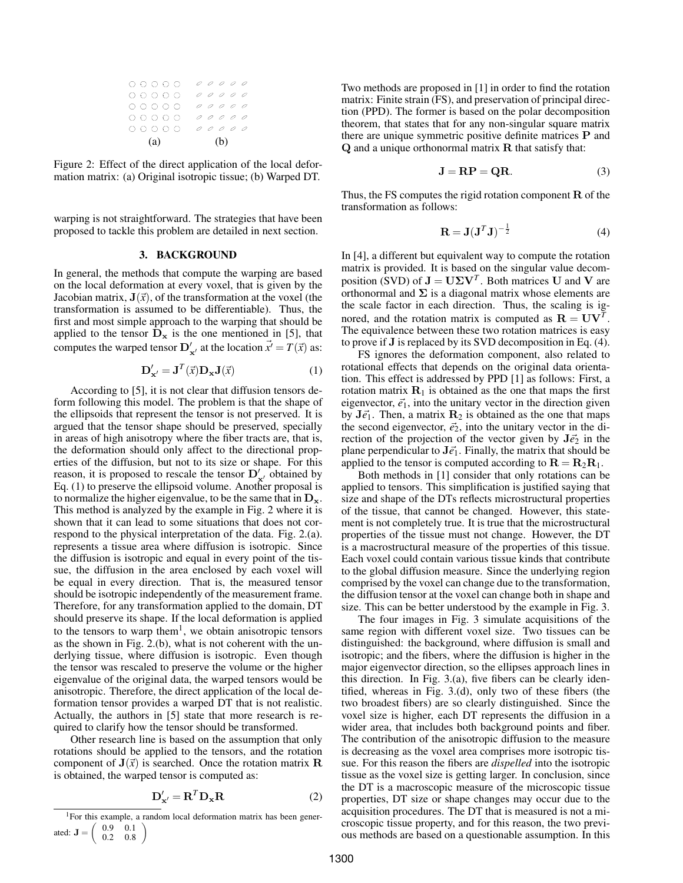(a) (b)

Figure 2: Effect of the direct application of the local deformation matrix: (a) Original isotropic tissue; (b) Warped DT.

warping is not straightforward. The strategies that have been proposed to tackle this problem are detailed in next section.

## 3. BACKGROUND

In general, the methods that compute the warping are based on the local deformation at every voxel, that is given by the Jacobian matrix, $\mathbf{J}(\vec{x})$, of the transformation at the voxel (the transformation is assumed to be differentiable). Thus, the first and most simple approach to the warping that should be applied to the tensor $\mathbf{D_x}$ is the one mentioned in [5], that computes the warped tensor $\mathbf{D}'_{\mathbf{x}'}$ at the location $\vec{x'} = T(\vec{x})$ as:

$$\mathbf{D}'_{\mathbf{x}'} = \mathbf{J}^T(\vec{x})\mathbf{D_x}\mathbf{J}(\vec{x}) \tag{1}$$

According to [5], it is not clear that diffusion tensors deform following this model. The problem is that the shape of the ellipsoids that represent the tensor is not preserved. It is argued that the tensor shape should be preserved, specially in areas of high anisotropy where the fiber tracts are, that is, the deformation should only affect to the directional properties of the diffusion, but not to its size or shape. For this reason, it is proposed to rescale the tensor $\mathbf{D}'_{\mathbf{x}'}$ obtained by Eq. (1) to preserve the ellipsoid volume. Another proposal is to normalize the higher eigenvalue, to be the same that in $\mathbf{D_x}$. This method is analyzed by the example in Fig. 2 where it is shown that it can lead to some situations that does not correspond to the physical interpretation of the data. Fig. 2.(a). represents a tissue area where diffusion is isotropic. Since the diffusion is isotropic and equal in every point of the tissue, the diffusion in the area enclosed by each voxel will be equal in every direction. That is, the measured tensor should be isotropic independently of the measurement frame. Therefore, for any transformation applied to the domain, DT should preserve its shape. If the local deformation is applied to the tensors to warp them[1], we obtain anisotropic tensors as the shown in Fig. 2.(b), what is not coherent with the underlying tissue, where diffusion is isotropic. Even though the tensor was rescaled to preserve the volume or the higher eigenvalue of the original data, the warped tensors would be anisotropic. Therefore, the direct application of the local deformation tensor provides a warped DT that is not realistic. Actually, the authors in [5] state that more research is required to clarify how the tensor should be transformed.

Other research line is based on the assumption that only rotations should be applied to the tensors, and the rotation component of $\mathbf{J}(\vec{x})$ is searched. Once the rotation matrix $\mathbf{R}$ is obtained, the warped tensor is computed as:

$$\mathbf{D}'_{\mathbf{x}'} = \mathbf{R}^T\mathbf{D_x}\mathbf{R} \tag{2}$$

[1]For this example, a random local deformation matrix has been generated: $\mathbf{J} = \begin{pmatrix} 0.9 & 0.1 \\ 0.2 & 0.8 \end{pmatrix}$

Two methods are proposed in [1] in order to find the rotation matrix: Finite strain (FS), and preservation of principal direction (PPD). The former is based on the polar decomposition theorem, that states that for any non-singular square matrix there are unique symmetric positive definite matrices $\mathbf{P}$ and $\mathbf{Q}$ and a unique orthonormal matrix $\mathbf{R}$ that satisfy that:

$$\mathbf{J} = \mathbf{RP} = \mathbf{QR}. \tag{3}$$

Thus, the FS computes the rigid rotation component $\mathbf{R}$ of the transformation as follows:

$$\mathbf{R} = \mathbf{J}(\mathbf{J}^T\mathbf{J})^{-\frac{1}{2}} \tag{4}$$

In [4], a different but equivalent way to compute the rotation matrix is provided. It is based on the singular value decomposition (SVD) of $\mathbf{J} = \mathbf{U\Sigma V}^T$. Both matrices $\mathbf{U}$ and $\mathbf{V}$ are orthonormal and $\mathbf{\Sigma}$ is a diagonal matrix whose elements are the scale factor in each direction. Thus, the scaling is ignored, and the rotation matrix is computed as $\mathbf{R} = \mathbf{UV}^T$. The equivalence between these two rotation matrices is easy to prove if $\mathbf{J}$ is replaced by its SVD decomposition in Eq. (4).

FS ignores the deformation component, also related to rotational effects that depends on the original data orientation. This effect is addressed by PPD [1] as follows: First, a rotation matrix $\mathbf{R}_1$ is obtained as the one that maps the first eigenvector, $\vec{e}_1$, into the unitary vector in the direction given by $\mathbf{J}\vec{e}_1$. Then, a matrix $\mathbf{R}_2$ is obtained as the one that maps the second eigenvector, $\vec{e}_2$, into the unitary vector in the direction of the projection of the vector given by $\mathbf{J}\vec{e}_2$ in the plane perpendicular to $\mathbf{J}\vec{e}_1$. Finally, the matrix that should be applied to the tensor is computed according to $\mathbf{R} = \mathbf{R}_2\mathbf{R}_1$.

Both methods in [1] consider that only rotations can be applied to tensors. This simplification is justified saying that size and shape of the DTs reflects microstructural properties of the tissue, that cannot be changed. However, this statement is not completely true. It is true that the microstructural properties of the tissue must not change. However, the DT is a macrostructural measure of the properties of this tissue. Each voxel could contain various tissue kinds that contribute to the global diffusion measure. Since the underlying region comprised by the voxel can change due to the transformation, the diffusion tensor at the voxel can change both in shape and size. This can be better understood by the example in Fig. 3.

The four images in Fig. 3 simulate acquisitions of the same region with different voxel size. Two tissues can be distinguished: the background, where diffusion is small and isotropic; and the fibers, where the diffusion is higher in the major eigenvector direction, so the ellipses approach lines in this direction. In Fig. 3.(a), five fibers can be clearly identified, whereas in Fig. 3.(d), only two of these fibers (the two broadest fibers) are so clearly distinguished. Since the voxel size is higher, each DT represents the diffusion in a wider area, that includes both background points and fiber. The contribution of the anisotropic diffusion to the measure is decreasing as the voxel area comprises more isotropic tissue. For this reason the fibers are *dispelled* into the isotropic tissue as the voxel size is getting larger. In conclusion, since the DT is a macroscopic measure of the microscopic tissue properties, DT size or shape changes may occur due to the acquisition procedures. The DT that is measured is not a microscopic tissue property, and for this reason, the two previous methods are based on a questionable assumption. In this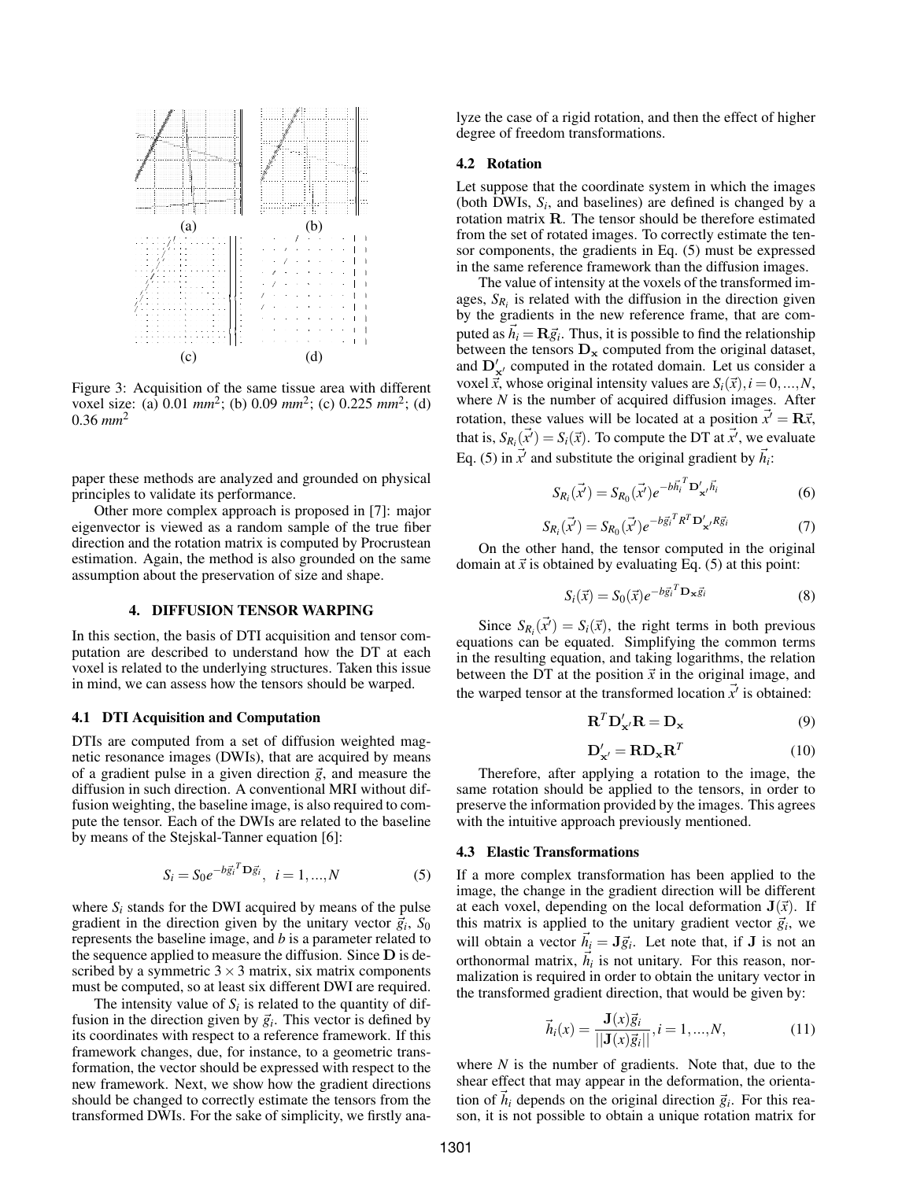(a) (b)

(c) (d)

Figure 3: Acquisition of the same tissue area with different voxel size: (a) 0.01 $mm^2$; (b) 0.09 $mm^2$; (c) 0.225 $mm^2$; (d) 0.36 $mm^2$

paper these methods are analyzed and grounded on physical principles to validate its performance.

Other more complex approach is proposed in [7]: major eigenvector is viewed as a random sample of the true fiber direction and the rotation matrix is computed by Procrustean estimation. Again, the method is also grounded on the same assumption about the preservation of size and shape.

## 4. DIFFUSION TENSOR WARPING

In this section, the basis of DTI acquisition and tensor computation are described to understand how the DT at each voxel is related to the underlying structures. Taken this issue in mind, we can assess how the tensors should be warped.

### 4.1 DTI Acquisition and Computation

DTIs are computed from a set of diffusion weighted magnetic resonance images (DWIs), that are acquired by means of a gradient pulse in a given direction $\vec{g}$, and measure the diffusion in such direction. A conventional MRI without diffusion weighting, the baseline image, is also required to compute the tensor. Each of the DWIs are related to the baseline by means of the Stejskal-Tanner equation [6]:

$$S_i = S_0 e^{-b\vec{g}_i^T \mathbf{D} \vec{g}_i}, \;\; i = 1, ..., N \tag{5}$$

where $S_i$ stands for the DWI acquired by means of the pulse gradient in the direction given by the unitary vector $\vec{g}_i$, $S_0$ represents the baseline image, and $b$ is a parameter related to the sequence applied to measure the diffusion. Since $\mathbf{D}$ is described by a symmetric $3 \times 3$ matrix, six matrix components must be computed, so at least six different DWI are required.

The intensity value of $S_i$ is related to the quantity of diffusion in the direction given by $\vec{g}_i$. This vector is defined by its coordinates with respect to a reference framework. If this framework changes, due, for instance, to a geometric transformation, the vector should be expressed with respect to the new framework. Next, we show how the gradient directions should be changed to correctly estimate the tensors from the transformed DWIs. For the sake of simplicity, we firstly analyze the case of a rigid rotation, and then the effect of higher degree of freedom transformations.

### 4.2 Rotation

Let suppose that the coordinate system in which the images (both DWIs, $S_i$, and baselines) are defined is changed by a rotation matrix $\mathbf{R}$. The tensor should be therefore estimated from the set of rotated images. To correctly estimate the tensor components, the gradients in Eq. (5) must be expressed in the same reference framework than the diffusion images.

The value of intensity at the voxels of the transformed images, $S_{R_i}$ is related with the diffusion in the direction given by the gradients in the new reference frame, that are computed as $\vec{h}_i = \mathbf{R}\vec{g}_i$. Thus, it is possible to find the relationship between the tensors $\mathbf{D_x}$ computed from the original dataset, and $\mathbf{D}'_{\mathbf{x}'}$ computed in the rotated domain. Let us consider a voxel $\vec{x}$, whose original intensity values are $S_i(\vec{x}), i = 0, ..., N$, where $N$ is the number of acquired diffusion images. After rotation, these values will be located at a position $\vec{x}' = \mathbf{R}\vec{x}$, that is, $S_{R_i}(\vec{x}') = S_i(\vec{x})$. To compute the DT at $\vec{x}'$, we evaluate Eq. (5) in $\vec{x}'$ and substitute the original gradient by $\vec{h}_i$:

$$S_{R_i}(\vec{x}') = S_{R_0}(\vec{x}') e^{-b\vec{h}_i^T \mathbf{D}'_{\mathbf{x}'} \vec{h}_i} \tag{6}$$

$$S_{R_i}(\vec{x}') = S_{R_0}(\vec{x}') e^{-b\vec{g}_i^T R^T \mathbf{D}'_{\mathbf{x}'} R \vec{g}_i} \tag{7}$$

On the other hand, the tensor computed in the original domain at $\vec{x}$ is obtained by evaluating Eq. (5) at this point:

$$S_i(\vec{x}) = S_0(\vec{x}) e^{-b\vec{g}_i^T \mathbf{D_x} \vec{g}_i} \tag{8}$$

Since $S_{R_i}(\vec{x}') = S_i(\vec{x})$, the right terms in both previous equations can be equated. Simplifying the common terms in the resulting equation, and taking logarithms, the relation between the DT at the position $\vec{x}$ in the original image, and the warped tensor at the transformed location $\vec{x}'$ is obtained:

$$\mathbf{R}^T \mathbf{D}'_{\mathbf{x}'} \mathbf{R} = \mathbf{D_x} \tag{9}$$

$$\mathbf{D}'_{\mathbf{x}'} = \mathbf{R} \mathbf{D_x} \mathbf{R}^T \tag{10}$$

Therefore, after applying a rotation to the image, the same rotation should be applied to the tensors, in order to preserve the information provided by the images. This agrees with the intuitive approach previously mentioned.

### 4.3 Elastic Transformations

If a more complex transformation has been applied to the image, the change in the gradient direction will be different at each voxel, depending on the local deformation $\mathbf{J}(\vec{x})$. If this matrix is applied to the unitary gradient vector $\vec{g}_i$, we will obtain a vector $\vec{h}_i = \mathbf{J}\vec{g}_i$. Let note that, if $\mathbf{J}$ is not an orthonormal matrix, $\vec{h}_i$ is not unitary. For this reason, normalization is required in order to obtain the unitary vector in the transformed gradient direction, that would be given by:

$$\vec{h}_i(x) = \frac{\mathbf{J}(x)\vec{g}_i}{||\mathbf{J}(x)\vec{g}_i||}, i = 1, ..., N, \tag{11}$$

where $N$ is the number of gradients. Note that, due to the shear effect that may appear in the deformation, the orientation of $\vec{h}_i$ depends on the original direction $\vec{g}_i$. For this reason, it is not possible to obtain a unique rotation matrix for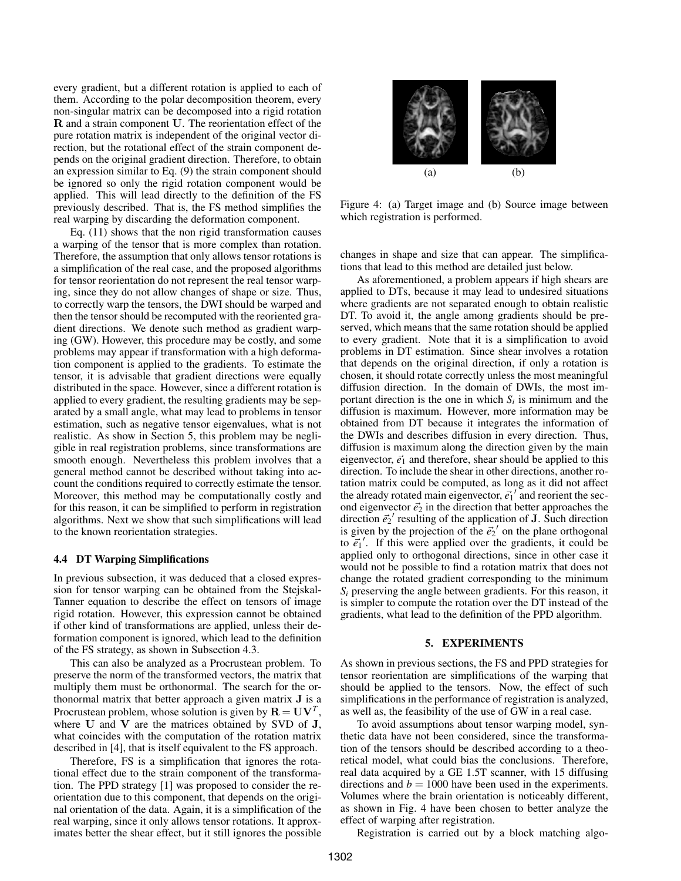every gradient, but a different rotation is applied to each of them. According to the polar decomposition theorem, every non-singular matrix can be decomposed into a rigid rotation $\mathbf{R}$ and a strain component $\mathbf{U}$. The reorientation effect of the pure rotation matrix is independent of the original vector direction, but the rotational effect of the strain component depends on the original gradient direction. Therefore, to obtain an expression similar to Eq. (9) the strain component should be ignored so only the rigid rotation component would be applied. This will lead directly to the definition of the FS previously described. That is, the FS method simplifies the real warping by discarding the deformation component.

Eq. (11) shows that the non rigid transformation causes a warping of the tensor that is more complex than rotation. Therefore, the assumption that only allows tensor rotations is a simplification of the real case, and the proposed algorithms for tensor reorientation do not represent the real tensor warping, since they do not allow changes of shape or size. Thus, to correctly warp the tensors, the DWI should be warped and then the tensor should be recomputed with the reoriented gradient directions. We denote such method as gradient warping (GW). However, this procedure may be costly, and some problems may appear if transformation with a high deformation component is applied to the gradients. To estimate the tensor, it is advisable that gradient directions were equally distributed in the space. However, since a different rotation is applied to every gradient, the resulting gradients may be separated by a small angle, what may lead to problems in tensor estimation, such as negative tensor eigenvalues, what is not realistic. As show in Section 5, this problem may be negligible in real registration problems, since transformations are smooth enough. Nevertheless this problem involves that a general method cannot be described without taking into account the conditions required to correctly estimate the tensor. Moreover, this method may be computationally costly and for this reason, it can be simplified to perform in registration algorithms. Next we show that such simplifications will lead to the known reorientation strategies.

### 4.4 DT Warping Simplifications

In previous subsection, it was deduced that a closed expression for tensor warping can be obtained from the Stejskal-Tanner equation to describe the effect on tensors of image rigid rotation. However, this expression cannot be obtained if other kind of transformations are applied, unless their deformation component is ignored, which lead to the definition of the FS strategy, as shown in Subsection 4.3.

This can also be analyzed as a Procrustean problem. To preserve the norm of the transformed vectors, the matrix that multiply them must be orthonormal. The search for the orthonormal matrix that better approach a given matrix $\mathbf{J}$ is a Procrustean problem, whose solution is given by $\mathbf{R} = \mathbf{U}\mathbf{V}^T$, where $\mathbf{U}$ and $\mathbf{V}$ are the matrices obtained by SVD of $\mathbf{J}$, what coincides with the computation of the rotation matrix described in [4], that is itself equivalent to the FS approach.

Therefore, FS is a simplification that ignores the rotational effect due to the strain component of the transformation. The PPD strategy [1] was proposed to consider the reorientation due to this component, that depends on the original orientation of the data. Again, it is a simplification of the real warping, since it only allows tensor rotations. It approximates better the shear effect, but it still ignores the possible changes in shape and size that can appear. The simplifications that lead to this method are detailed just below.

As aforementioned, a problem appears if high shears are applied to DTs, because it may lead to undesired situations where gradients are not separated enough to obtain realistic DT. To avoid it, the angle among gradients should be preserved, which means that the same rotation should be applied to every gradient. Note that it is a simplification to avoid problems in DT estimation. Since shear involves a rotation that depends on the original direction, if only a rotation is chosen, it should rotate correctly unless the most meaningful diffusion direction. In the domain of DWIs, the most important direction is the one in which $S_i$ is minimum and the diffusion is maximum. However, more information may be obtained from DT because it integrates the information of the DWIs and describes diffusion in every direction. Thus, diffusion is maximum along the direction given by the main eigenvector, $\vec{e}_1$ and therefore, shear should be applied to this direction. To include the shear in other directions, another rotation matrix could be computed, as long as it did not affect the already rotated main eigenvector, $\vec{e}_1{}'$ and reorient the second eigenvector $\vec{e}_2$ in the direction that better approaches the direction $\vec{e}_2{}'$ resulting of the application of $\mathbf{J}$. Such direction is given by the projection of the $\vec{e}_2{}'$ on the plane orthogonal to $\vec{e}_1{}'$. If this were applied over the gradients, it could be applied only to orthogonal directions, since in other case it would not be possible to find a rotation matrix that does not change the rotated gradient corresponding to the minimum $S_i$ preserving the angle between gradients. For this reason, it is simpler to compute the rotation over the DT instead of the gradients, what lead to the definition of the PPD algorithm.

(a) (b)

Figure 4: (a) Target image and (b) Source image between which registration is performed.

## 5. EXPERIMENTS

As shown in previous sections, the FS and PPD strategies for tensor reorientation are simplifications of the warping that should be applied to the tensors. Now, the effect of such simplifications in the performance of registration is analyzed, as well as, the feasibility of the use of GW in a real case.

To avoid assumptions about tensor warping model, synthetic data have not been considered, since the transformation of the tensors should be described according to a theoretical model, what could bias the conclusions. Therefore, real data acquired by a GE 1.5T scanner, with 15 diffusing directions and $b = 1000$ have been used in the experiments. Volumes where the brain orientation is noticeably different, as shown in Fig. 4 have been chosen to better analyze the effect of warping after registration.

Registration is carried out by a block matching algo-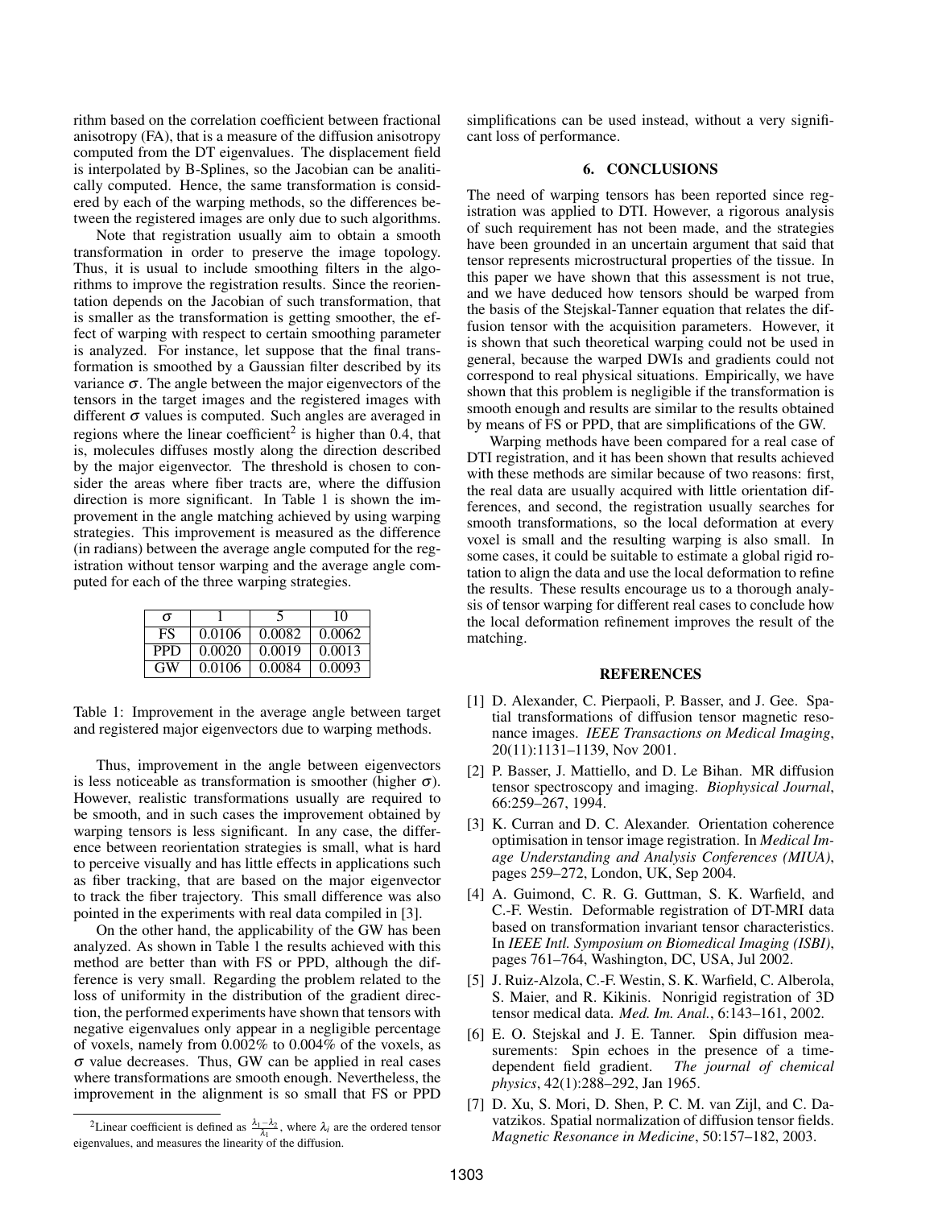rithm based on the correlation coefficient between fractional anisotropy (FA), that is a measure of the diffusion anisotropy computed from the DT eigenvalues. The displacement field is interpolated by B-Splines, so the Jacobian can be analitically computed. Hence, the same transformation is considered by each of the warping methods, so the differences between the registered images are only due to such algorithms.

Note that registration usually aim to obtain a smooth transformation in order to preserve the image topology. Thus, it is usual to include smoothing filters in the algorithms to improve the registration results. Since the reorientation depends on the Jacobian of such transformation, that is smaller as the transformation is getting smoother, the effect of warping with respect to certain smoothing parameter is analyzed. For instance, let suppose that the final transformation is smoothed by a Gaussian filter described by its variance $\sigma$. The angle between the major eigenvectors of the tensors in the target images and the registered images with different $\sigma$ values is computed. Such angles are averaged in regions where the linear coefficient[2] is higher than 0.4, that is, molecules diffuses mostly along the direction described by the major eigenvector. The threshold is chosen to consider the areas where fiber tracts are, where the diffusion direction is more significant. In Table 1 is shown the improvement in the angle matching achieved by using warping strategies. This improvement is measured as the difference (in radians) between the average angle computed for the registration without tensor warping and the average angle computed for each of the three warping strategies.

| $\sigma$ | 1 | 5 | 10 |
|---|---|---|---|
| FS | 0.0106 | 0.0082 | 0.0062 |
| PPD | 0.0020 | 0.0019 | 0.0013 |
| GW | 0.0106 | 0.0084 | 0.0093 |

Table 1: Improvement in the average angle between target and registered major eigenvectors due to warping methods.

Thus, improvement in the angle between eigenvectors is less noticeable as transformation is smoother (higher $\sigma$). However, realistic transformations usually are required to be smooth, and in such cases the improvement obtained by warping tensors is less significant. In any case, the difference between reorientation strategies is small, what is hard to perceive visually and has little effects in applications such as fiber tracking, that are based on the major eigenvector to track the fiber trajectory. This small difference was also pointed in the experiments with real data compiled in [3].

On the other hand, the applicability of the GW has been analyzed. As shown in Table 1 the results achieved with this method are better than with FS or PPD, although the difference is very small. Regarding the problem related to the loss of uniformity in the distribution of the gradient direction, the performed experiments have shown that tensors with negative eigenvalues only appear in a negligible percentage of voxels, namely from 0.002% to 0.004% of the voxels, as $\sigma$ value decreases. Thus, GW can be applied in real cases where transformations are smooth enough. Nevertheless, the improvement in the alignment is so small that FS or PPD simplifications can be used instead, without a very significant loss of performance.

[2] Linear coefficient is defined as $\frac{\lambda_1 - \lambda_2}{\lambda_1}$, where $\lambda_i$ are the ordered tensor eigenvalues, and measures the linearity of the diffusion.

## 6. CONCLUSIONS

The need of warping tensors has been reported since registration was applied to DTI. However, a rigorous analysis of such requirement has not been made, and the strategies have been grounded in an uncertain argument that said that tensor represents microstructural properties of the tissue. In this paper we have shown that this assessment is not true, and we have deduced how tensors should be warped from the basis of the Stejskal-Tanner equation that relates the diffusion tensor with the acquisition parameters. However, it is shown that such theoretical warping could not be used in general, because the warped DWIs and gradients could not correspond to real physical situations. Empirically, we have shown that this problem is negligible if the transformation is smooth enough and results are similar to the results obtained by means of FS or PPD, that are simplifications of the GW.

Warping methods have been compared for a real case of DTI registration, and it has been shown that results achieved with these methods are similar because of two reasons: first, the real data are usually acquired with little orientation differences, and second, the registration usually searches for smooth transformations, so the local deformation at every voxel is small and the resulting warping is also small. In some cases, it could be suitable to estimate a global rigid rotation to align the data and use the local deformation to refine the results. These results encourage us to a thorough analysis of tensor warping for different real cases to conclude how the local deformation refinement improves the result of the matching.

## REFERENCES

[1] D. Alexander, C. Pierpaoli, P. Basser, and J. Gee. Spatial transformations of diffusion tensor magnetic resonance images. *IEEE Transactions on Medical Imaging*, 20(11):1131–1139, Nov 2001.

[2] P. Basser, J. Mattiello, and D. Le Bihan. MR diffusion tensor spectroscopy and imaging. *Biophysical Journal*, 66:259–267, 1994.

[3] K. Curran and D. C. Alexander. Orientation coherence optimisation in tensor image registration. In *Medical Image Understanding and Analysis Conferences (MIUA)*, pages 259–272, London, UK, Sep 2004.

[4] A. Guimond, C. R. G. Guttman, S. K. Warfield, and C.-F. Westin. Deformable registration of DT-MRI data based on transformation invariant tensor characteristics. In *IEEE Intl. Symposium on Biomedical Imaging (ISBI)*, pages 761–764, Washington, DC, USA, Jul 2002.

[5] J. Ruiz-Alzola, C.-F. Westin, S. K. Warfield, C. Alberola, S. Maier, and R. Kikinis. Nonrigid registration of 3D tensor medical data. *Med. Im. Anal.*, 6:143–161, 2002.

[6] E. O. Stejskal and J. E. Tanner. Spin diffusion measurements: Spin echoes in the presence of a time-dependent field gradient. *The journal of chemical physics*, 42(1):288–292, Jan 1965.

[7] D. Xu, S. Mori, D. Shen, P. C. M. van Zijl, and C. Davatzikos. Spatial normalization of diffusion tensor fields. *Magnetic Resonance in Medicine*, 50:157–182, 2003.